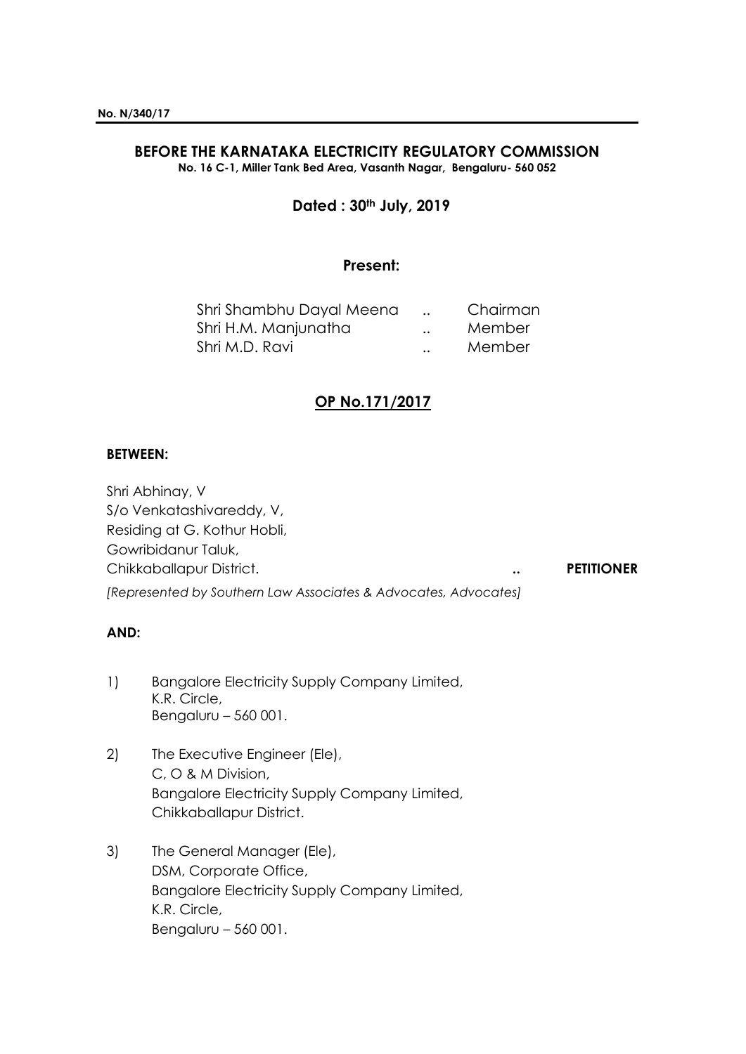**No. N/340/17**

# BEFORE THE KARNATAKA ELECTRICITY REGULATORY COMMISSION

**No. 16 C-1, Miller Tank Bed Area, Vasanth Nagar, Bengaluru- 560 052**

**Dated : 30th July, 2019**

**Present:**

| | | |
|---|---|---|
| Shri Shambhu Dayal Meena | .. | Chairman |
| Shri H.M. Manjunatha | .. | Member |
| Shri M.D. Ravi | .. | Member |

## OP No.171/2017

**BETWEEN:**

Shri Abhinay, V
S/o Venkatashivareddy, V,
Residing at G. Kothur Hobli,
Gowribidanur Taluk,
Chikkaballapur District. .. **PETITIONER**

*[Represented by Southern Law Associates & Advocates, Advocates]*

**AND:**

1) Bangalore Electricity Supply Company Limited,
   K.R. Circle,
   Bengaluru – 560 001.

2) The Executive Engineer (Ele),
   C, O & M Division,
   Bangalore Electricity Supply Company Limited,
   Chikkaballapur District.

3) The General Manager (Ele),
   DSM, Corporate Office,
   Bangalore Electricity Supply Company Limited,
   K.R. Circle,
   Bengaluru – 560 001.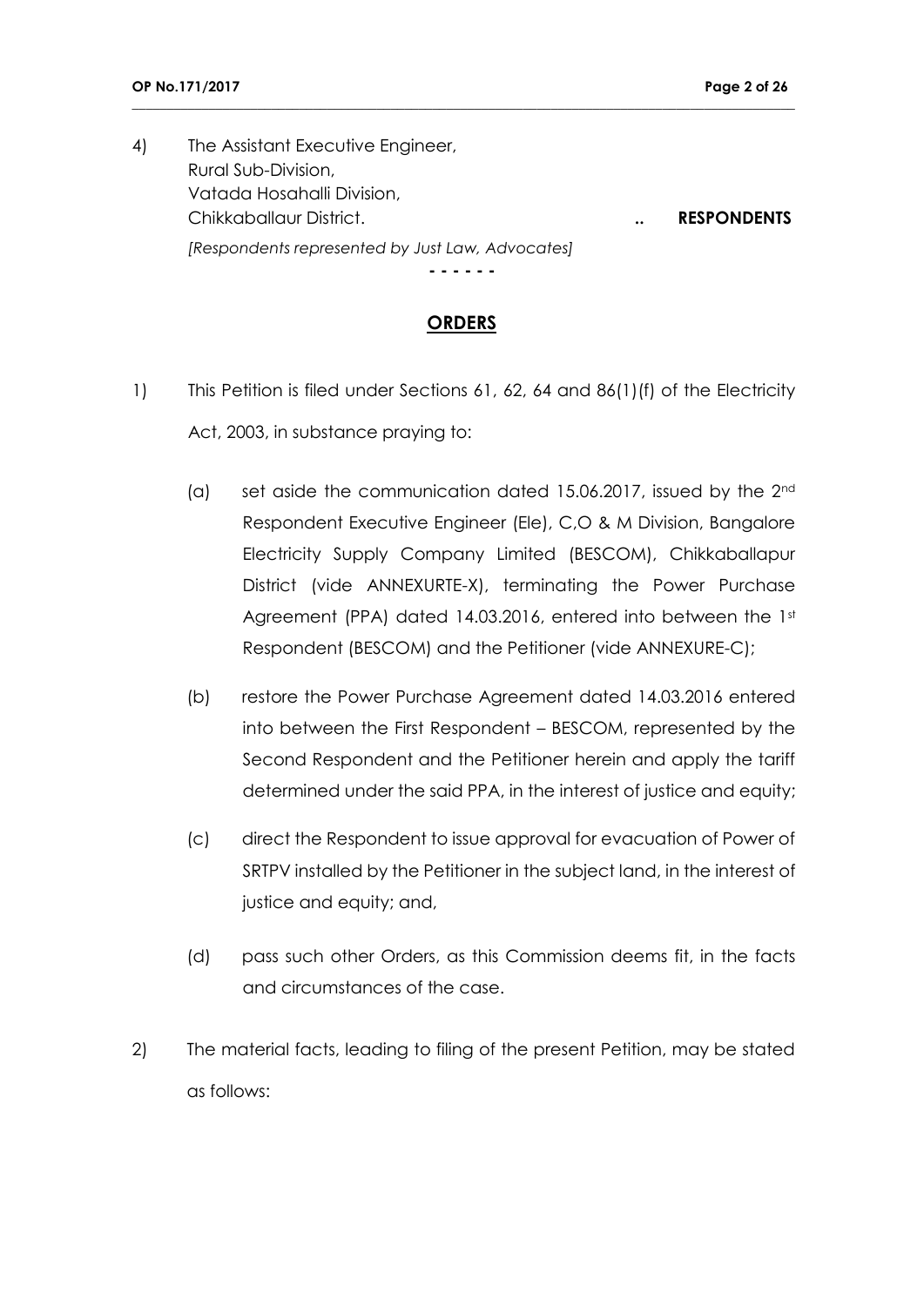4) The Assistant Executive Engineer,
   Rural Sub-Division,
   Vatada Hosahalli Division,
   Chikkaballaur District. .. **RESPONDENTS**

   *[Respondents represented by Just Law, Advocates]*

\- - - - - -

## ORDERS

1) This Petition is filed under Sections 61, 62, 64 and 86(1)(f) of the Electricity Act, 2003, in substance praying to:

   (a) set aside the communication dated 15.06.2017, issued by the 2nd Respondent Executive Engineer (Ele), C,O & M Division, Bangalore Electricity Supply Company Limited (BESCOM), Chikkaballapur District (vide ANNEXURTE-X), terminating the Power Purchase Agreement (PPA) dated 14.03.2016, entered into between the 1st Respondent (BESCOM) and the Petitioner (vide ANNEXURE-C);

   (b) restore the Power Purchase Agreement dated 14.03.2016 entered into between the First Respondent – BESCOM, represented by the Second Respondent and the Petitioner herein and apply the tariff determined under the said PPA, in the interest of justice and equity;

   (c) direct the Respondent to issue approval for evacuation of Power of SRTPV installed by the Petitioner in the subject land, in the interest of justice and equity; and,

   (d) pass such other Orders, as this Commission deems fit, in the facts and circumstances of the case.

2) The material facts, leading to filing of the present Petition, may be stated as follows: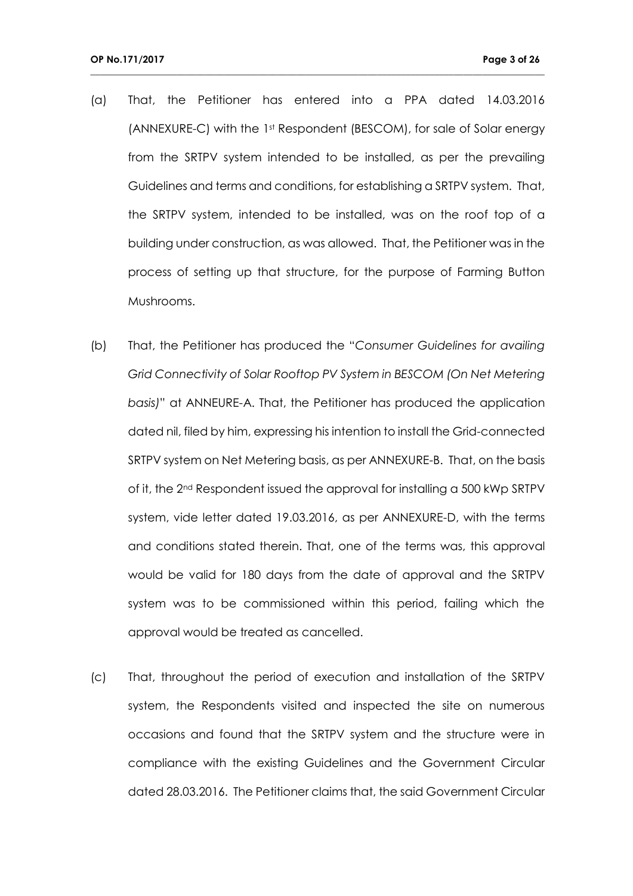(a) That, the Petitioner has entered into a PPA dated 14.03.2016 (ANNEXURE-C) with the 1st Respondent (BESCOM), for sale of Solar energy from the SRTPV system intended to be installed, as per the prevailing Guidelines and terms and conditions, for establishing a SRTPV system. That, the SRTPV system, intended to be installed, was on the roof top of a building under construction, as was allowed. That, the Petitioner was in the process of setting up that structure, for the purpose of Farming Button Mushrooms.

(b) That, the Petitioner has produced the "*Consumer Guidelines for availing Grid Connectivity of Solar Rooftop PV System in BESCOM (On Net Metering basis)*" at ANNEURE-A. That, the Petitioner has produced the application dated nil, filed by him, expressing his intention to install the Grid-connected SRTPV system on Net Metering basis, as per ANNEXURE-B. That, on the basis of it, the 2nd Respondent issued the approval for installing a 500 kWp SRTPV system, vide letter dated 19.03.2016, as per ANNEXURE-D, with the terms and conditions stated therein. That, one of the terms was, this approval would be valid for 180 days from the date of approval and the SRTPV system was to be commissioned within this period, failing which the approval would be treated as cancelled.

(c) That, throughout the period of execution and installation of the SRTPV system, the Respondents visited and inspected the site on numerous occasions and found that the SRTPV system and the structure were in compliance with the existing Guidelines and the Government Circular dated 28.03.2016. The Petitioner claims that, the said Government Circular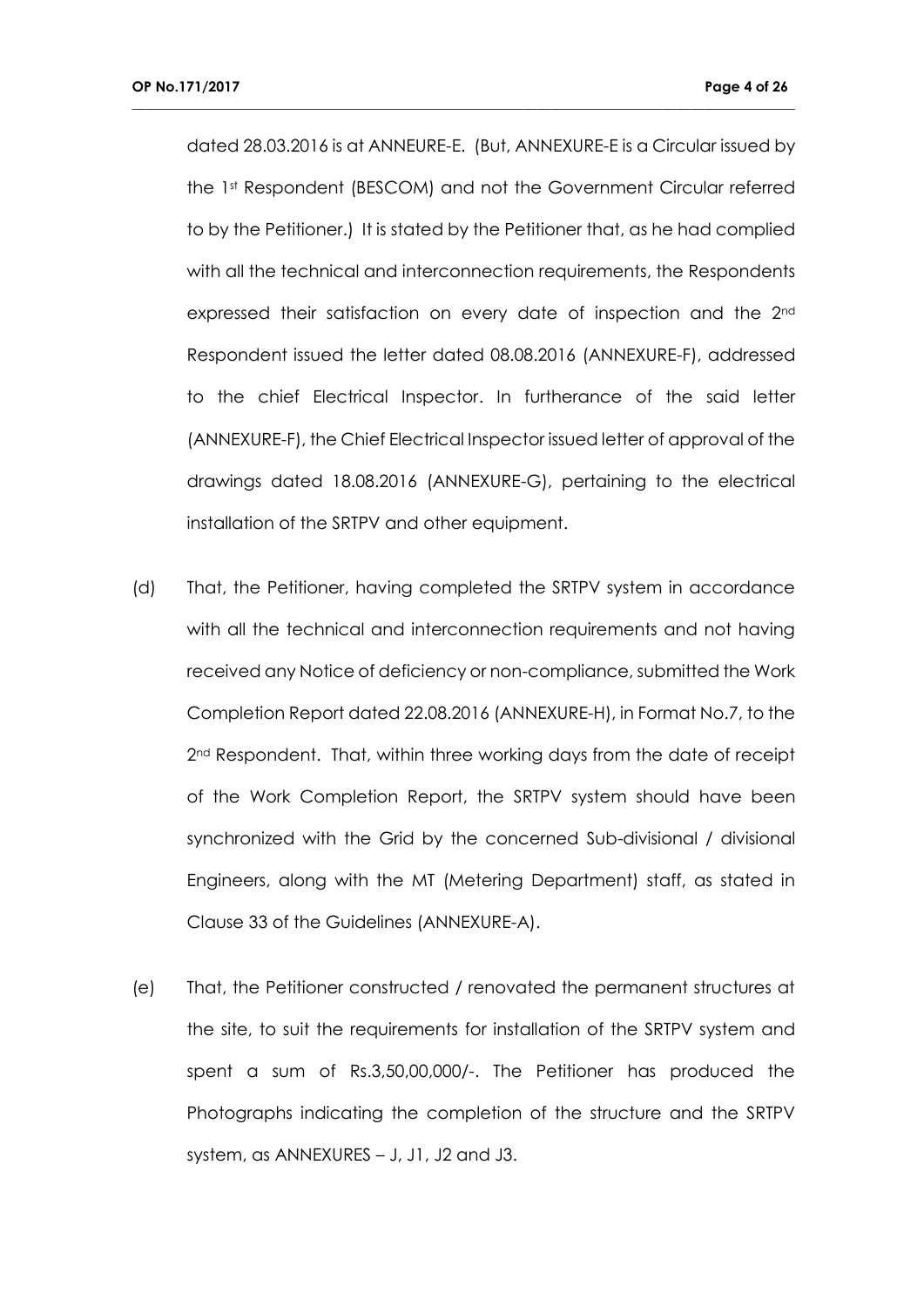dated 28.03.2016 is at ANNEURE-E. (But, ANNEXURE-E is a Circular issued by the 1st Respondent (BESCOM) and not the Government Circular referred to by the Petitioner.) It is stated by the Petitioner that, as he had complied with all the technical and interconnection requirements, the Respondents expressed their satisfaction on every date of inspection and the 2nd Respondent issued the letter dated 08.08.2016 (ANNEXURE-F), addressed to the chief Electrical Inspector. In furtherance of the said letter (ANNEXURE-F), the Chief Electrical Inspector issued letter of approval of the drawings dated 18.08.2016 (ANNEXURE-G), pertaining to the electrical installation of the SRTPV and other equipment.

(d) That, the Petitioner, having completed the SRTPV system in accordance with all the technical and interconnection requirements and not having received any Notice of deficiency or non-compliance, submitted the Work Completion Report dated 22.08.2016 (ANNEXURE-H), in Format No.7, to the 2nd Respondent. That, within three working days from the date of receipt of the Work Completion Report, the SRTPV system should have been synchronized with the Grid by the concerned Sub-divisional / divisional Engineers, along with the MT (Metering Department) staff, as stated in Clause 33 of the Guidelines (ANNEXURE-A).

(e) That, the Petitioner constructed / renovated the permanent structures at the site, to suit the requirements for installation of the SRTPV system and spent a sum of Rs.3,50,00,000/-. The Petitioner has produced the Photographs indicating the completion of the structure and the SRTPV system, as ANNEXURES – J, J1, J2 and J3.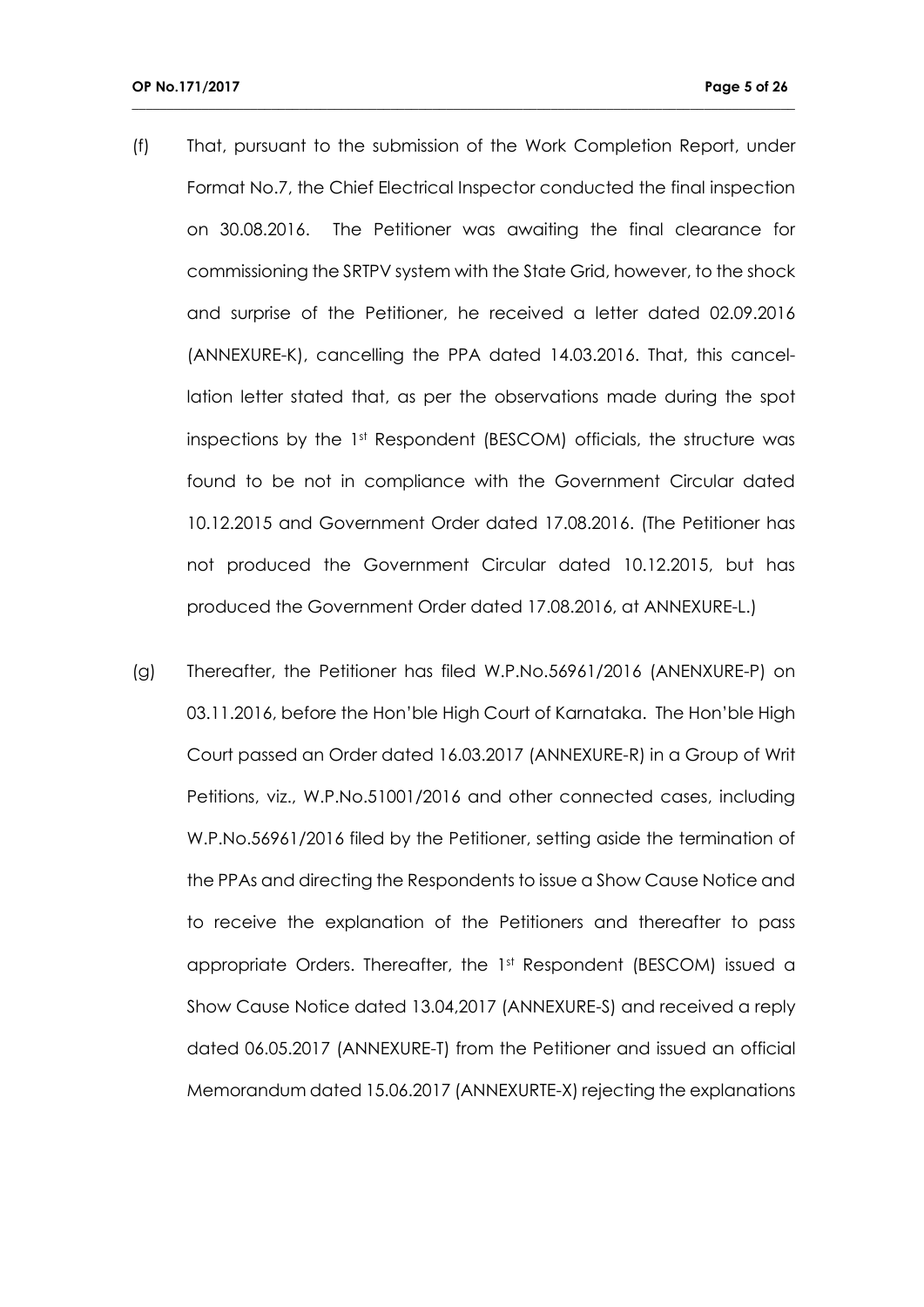(f) That, pursuant to the submission of the Work Completion Report, under Format No.7, the Chief Electrical Inspector conducted the final inspection on 30.08.2016. The Petitioner was awaiting the final clearance for commissioning the SRTPV system with the State Grid, however, to the shock and surprise of the Petitioner, he received a letter dated 02.09.2016 (ANNEXURE-K), cancelling the PPA dated 14.03.2016. That, this cancellation letter stated that, as per the observations made during the spot inspections by the 1st Respondent (BESCOM) officials, the structure was found to be not in compliance with the Government Circular dated 10.12.2015 and Government Order dated 17.08.2016. (The Petitioner has not produced the Government Circular dated 10.12.2015, but has produced the Government Order dated 17.08.2016, at ANNEXURE-L.)

(g) Thereafter, the Petitioner has filed W.P.No.56961/2016 (ANENXURE-P) on 03.11.2016, before the Hon'ble High Court of Karnataka. The Hon'ble High Court passed an Order dated 16.03.2017 (ANNEXURE-R) in a Group of Writ Petitions, viz., W.P.No.51001/2016 and other connected cases, including W.P.No.56961/2016 filed by the Petitioner, setting aside the termination of the PPAs and directing the Respondents to issue a Show Cause Notice and to receive the explanation of the Petitioners and thereafter to pass appropriate Orders. Thereafter, the 1st Respondent (BESCOM) issued a Show Cause Notice dated 13.04,2017 (ANNEXURE-S) and received a reply dated 06.05.2017 (ANNEXURE-T) from the Petitioner and issued an official Memorandum dated 15.06.2017 (ANNEXURTE-X) rejecting the explanations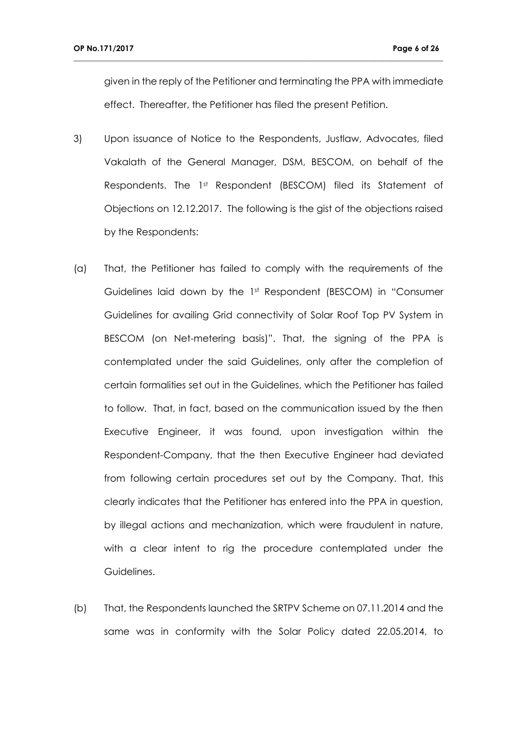given in the reply of the Petitioner and terminating the PPA with immediate effect. Thereafter, the Petitioner has filed the present Petition.

3) Upon issuance of Notice to the Respondents, Justlaw, Advocates, filed Vakalath of the General Manager, DSM, BESCOM, on behalf of the Respondents. The 1st Respondent (BESCOM) filed its Statement of Objections on 12.12.2017. The following is the gist of the objections raised by the Respondents:

(a) That, the Petitioner has failed to comply with the requirements of the Guidelines laid down by the 1st Respondent (BESCOM) in "Consumer Guidelines for availing Grid connectivity of Solar Roof Top PV System in BESCOM (on Net-metering basis)". That, the signing of the PPA is contemplated under the said Guidelines, only after the completion of certain formalities set out in the Guidelines, which the Petitioner has failed to follow. That, in fact, based on the communication issued by the then Executive Engineer, it was found, upon investigation within the Respondent-Company, that the then Executive Engineer had deviated from following certain procedures set out by the Company. That, this clearly indicates that the Petitioner has entered into the PPA in question, by illegal actions and mechanization, which were fraudulent in nature, with a clear intent to rig the procedure contemplated under the Guidelines.

(b) That, the Respondents launched the SRTPV Scheme on 07.11.2014 and the same was in conformity with the Solar Policy dated 22.05.2014, to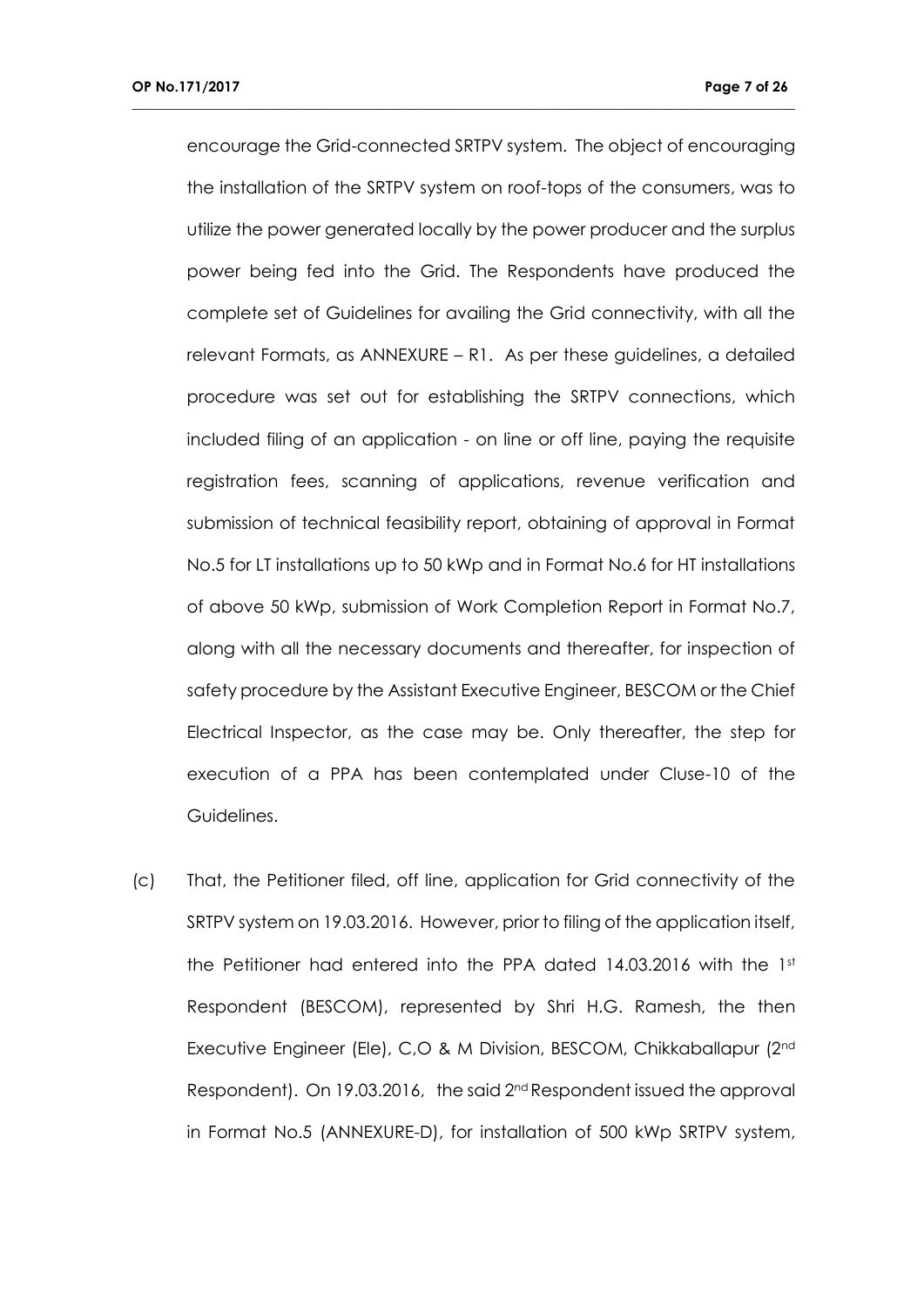encourage the Grid-connected SRTPV system. The object of encouraging the installation of the SRTPV system on roof-tops of the consumers, was to utilize the power generated locally by the power producer and the surplus power being fed into the Grid. The Respondents have produced the complete set of Guidelines for availing the Grid connectivity, with all the relevant Formats, as ANNEXURE – R1. As per these guidelines, a detailed procedure was set out for establishing the SRTPV connections, which included filing of an application - on line or off line, paying the requisite registration fees, scanning of applications, revenue verification and submission of technical feasibility report, obtaining of approval in Format No.5 for LT installations up to 50 kWp and in Format No.6 for HT installations of above 50 kWp, submission of Work Completion Report in Format No.7, along with all the necessary documents and thereafter, for inspection of safety procedure by the Assistant Executive Engineer, BESCOM or the Chief Electrical Inspector, as the case may be. Only thereafter, the step for execution of a PPA has been contemplated under Cluse-10 of the Guidelines.

(c) That, the Petitioner filed, off line, application for Grid connectivity of the SRTPV system on 19.03.2016. However, prior to filing of the application itself, the Petitioner had entered into the PPA dated 14.03.2016 with the 1st Respondent (BESCOM), represented by Shri H.G. Ramesh, the then Executive Engineer (Ele), C,O & M Division, BESCOM, Chikkaballapur (2nd Respondent). On 19.03.2016, the said 2nd Respondent issued the approval in Format No.5 (ANNEXURE-D), for installation of 500 kWp SRTPV system,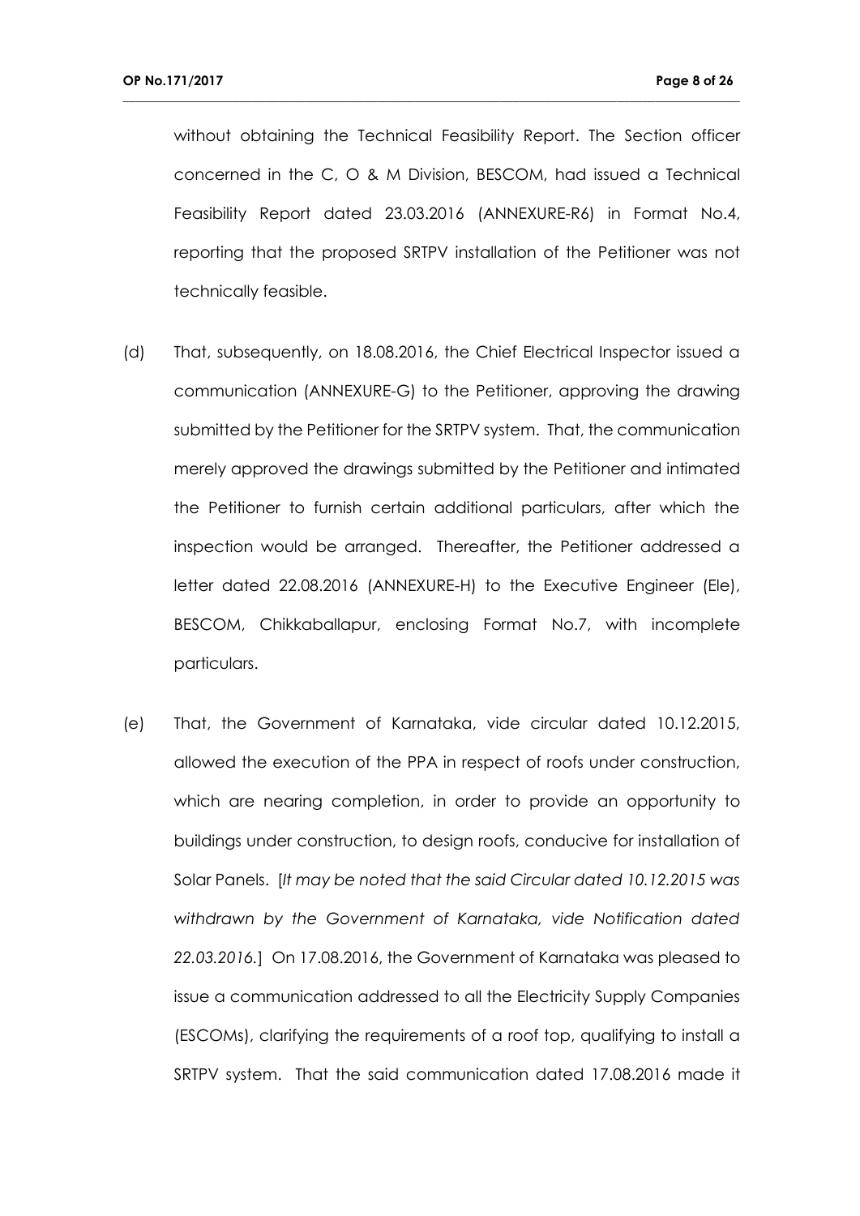without obtaining the Technical Feasibility Report. The Section officer concerned in the C, O & M Division, BESCOM, had issued a Technical Feasibility Report dated 23.03.2016 (ANNEXURE-R6) in Format No.4, reporting that the proposed SRTPV installation of the Petitioner was not technically feasible.

(d) That, subsequently, on 18.08.2016, the Chief Electrical Inspector issued a communication (ANNEXURE-G) to the Petitioner, approving the drawing submitted by the Petitioner for the SRTPV system. That, the communication merely approved the drawings submitted by the Petitioner and intimated the Petitioner to furnish certain additional particulars, after which the inspection would be arranged. Thereafter, the Petitioner addressed a letter dated 22.08.2016 (ANNEXURE-H) to the Executive Engineer (Ele), BESCOM, Chikkaballapur, enclosing Format No.7, with incomplete particulars.

(e) That, the Government of Karnataka, vide circular dated 10.12.2015, allowed the execution of the PPA in respect of roofs under construction, which are nearing completion, in order to provide an opportunity to buildings under construction, to design roofs, conducive for installation of Solar Panels. [*It may be noted that the said Circular dated 10.12.2015 was withdrawn by the Government of Karnataka, vide Notification dated 22.03.2016.*] On 17.08.2016, the Government of Karnataka was pleased to issue a communication addressed to all the Electricity Supply Companies (ESCOMs), clarifying the requirements of a roof top, qualifying to install a SRTPV system. That the said communication dated 17.08.2016 made it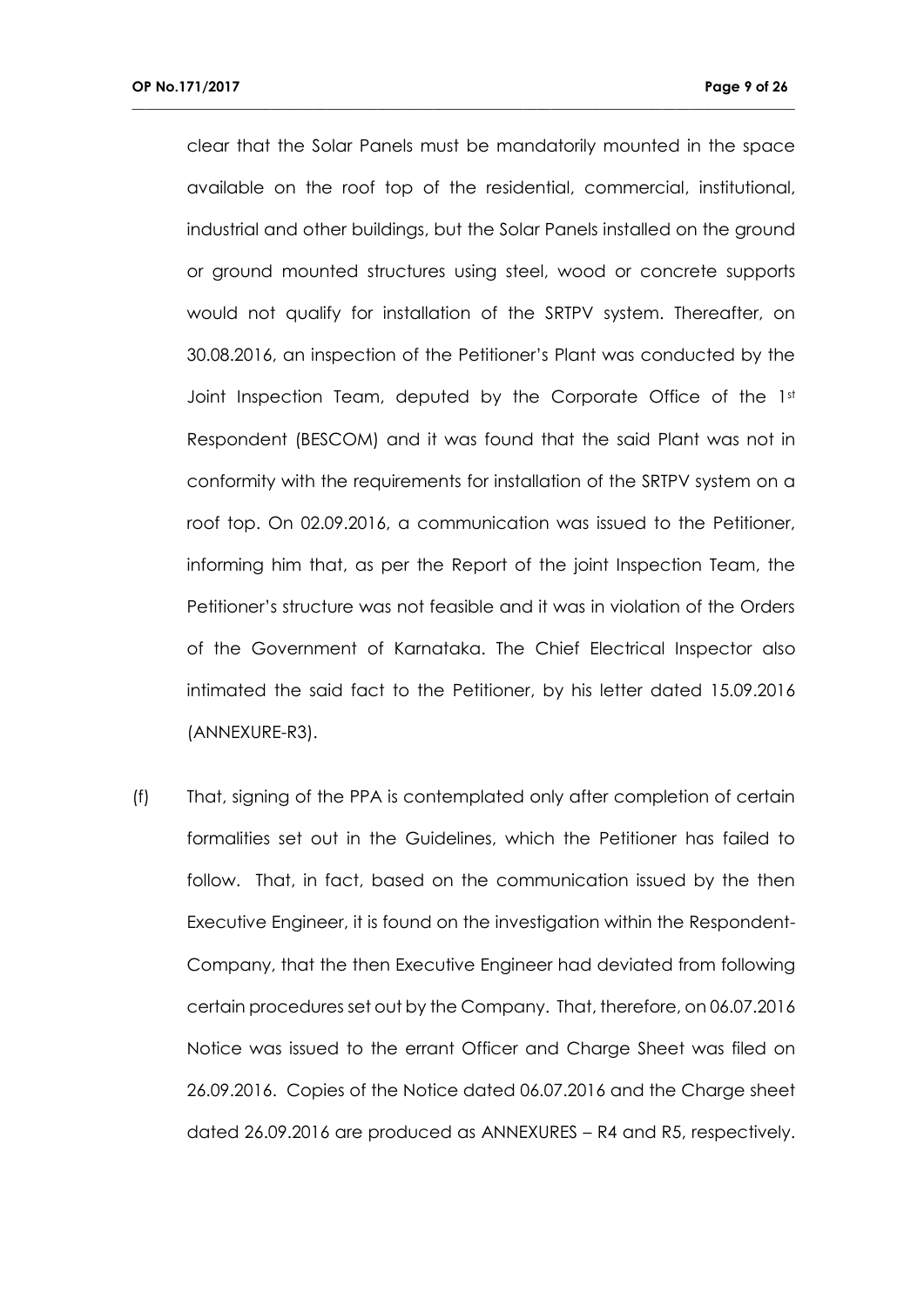clear that the Solar Panels must be mandatorily mounted in the space available on the roof top of the residential, commercial, institutional, industrial and other buildings, but the Solar Panels installed on the ground or ground mounted structures using steel, wood or concrete supports would not qualify for installation of the SRTPV system. Thereafter, on 30.08.2016, an inspection of the Petitioner's Plant was conducted by the Joint Inspection Team, deputed by the Corporate Office of the 1st Respondent (BESCOM) and it was found that the said Plant was not in conformity with the requirements for installation of the SRTPV system on a roof top. On 02.09.2016, a communication was issued to the Petitioner, informing him that, as per the Report of the joint Inspection Team, the Petitioner's structure was not feasible and it was in violation of the Orders of the Government of Karnataka. The Chief Electrical Inspector also intimated the said fact to the Petitioner, by his letter dated 15.09.2016 (ANNEXURE-R3).

(f) That, signing of the PPA is contemplated only after completion of certain formalities set out in the Guidelines, which the Petitioner has failed to follow. That, in fact, based on the communication issued by the then Executive Engineer, it is found on the investigation within the Respondent-Company, that the then Executive Engineer had deviated from following certain procedures set out by the Company. That, therefore, on 06.07.2016 Notice was issued to the errant Officer and Charge Sheet was filed on 26.09.2016. Copies of the Notice dated 06.07.2016 and the Charge sheet dated 26.09.2016 are produced as ANNEXURES – R4 and R5, respectively.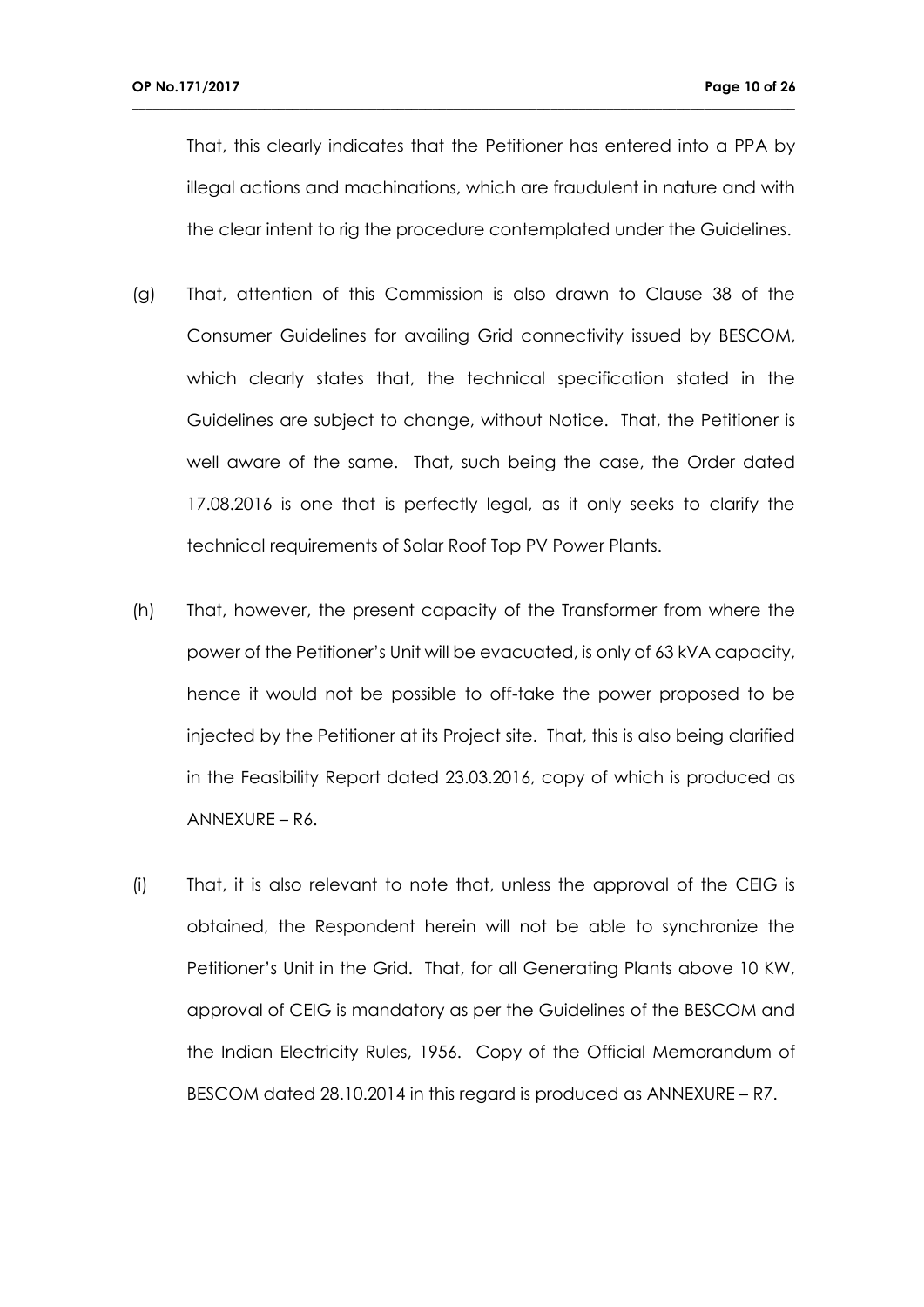That, this clearly indicates that the Petitioner has entered into a PPA by illegal actions and machinations, which are fraudulent in nature and with the clear intent to rig the procedure contemplated under the Guidelines.

(g) That, attention of this Commission is also drawn to Clause 38 of the Consumer Guidelines for availing Grid connectivity issued by BESCOM, which clearly states that, the technical specification stated in the Guidelines are subject to change, without Notice. That, the Petitioner is well aware of the same. That, such being the case, the Order dated 17.08.2016 is one that is perfectly legal, as it only seeks to clarify the technical requirements of Solar Roof Top PV Power Plants.

(h) That, however, the present capacity of the Transformer from where the power of the Petitioner's Unit will be evacuated, is only of 63 kVA capacity, hence it would not be possible to off-take the power proposed to be injected by the Petitioner at its Project site. That, this is also being clarified in the Feasibility Report dated 23.03.2016, copy of which is produced as ANNEXURE – R6.

(i) That, it is also relevant to note that, unless the approval of the CEIG is obtained, the Respondent herein will not be able to synchronize the Petitioner's Unit in the Grid. That, for all Generating Plants above 10 KW, approval of CEIG is mandatory as per the Guidelines of the BESCOM and the Indian Electricity Rules, 1956. Copy of the Official Memorandum of BESCOM dated 28.10.2014 in this regard is produced as ANNEXURE – R7.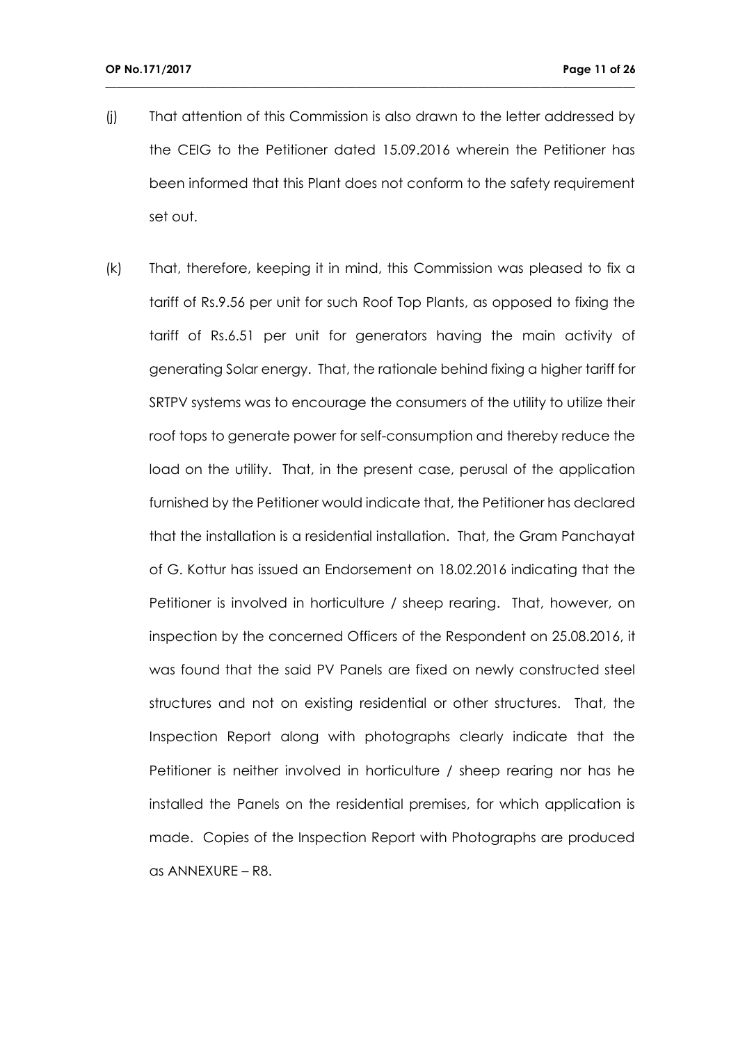(j) That attention of this Commission is also drawn to the letter addressed by the CEIG to the Petitioner dated 15.09.2016 wherein the Petitioner has been informed that this Plant does not conform to the safety requirement set out.

(k) That, therefore, keeping it in mind, this Commission was pleased to fix a tariff of Rs.9.56 per unit for such Roof Top Plants, as opposed to fixing the tariff of Rs.6.51 per unit for generators having the main activity of generating Solar energy. That, the rationale behind fixing a higher tariff for SRTPV systems was to encourage the consumers of the utility to utilize their roof tops to generate power for self-consumption and thereby reduce the load on the utility. That, in the present case, perusal of the application furnished by the Petitioner would indicate that, the Petitioner has declared that the installation is a residential installation. That, the Gram Panchayat of G. Kottur has issued an Endorsement on 18.02.2016 indicating that the Petitioner is involved in horticulture / sheep rearing. That, however, on inspection by the concerned Officers of the Respondent on 25.08.2016, it was found that the said PV Panels are fixed on newly constructed steel structures and not on existing residential or other structures. That, the Inspection Report along with photographs clearly indicate that the Petitioner is neither involved in horticulture / sheep rearing nor has he installed the Panels on the residential premises, for which application is made. Copies of the Inspection Report with Photographs are produced as ANNEXURE – R8.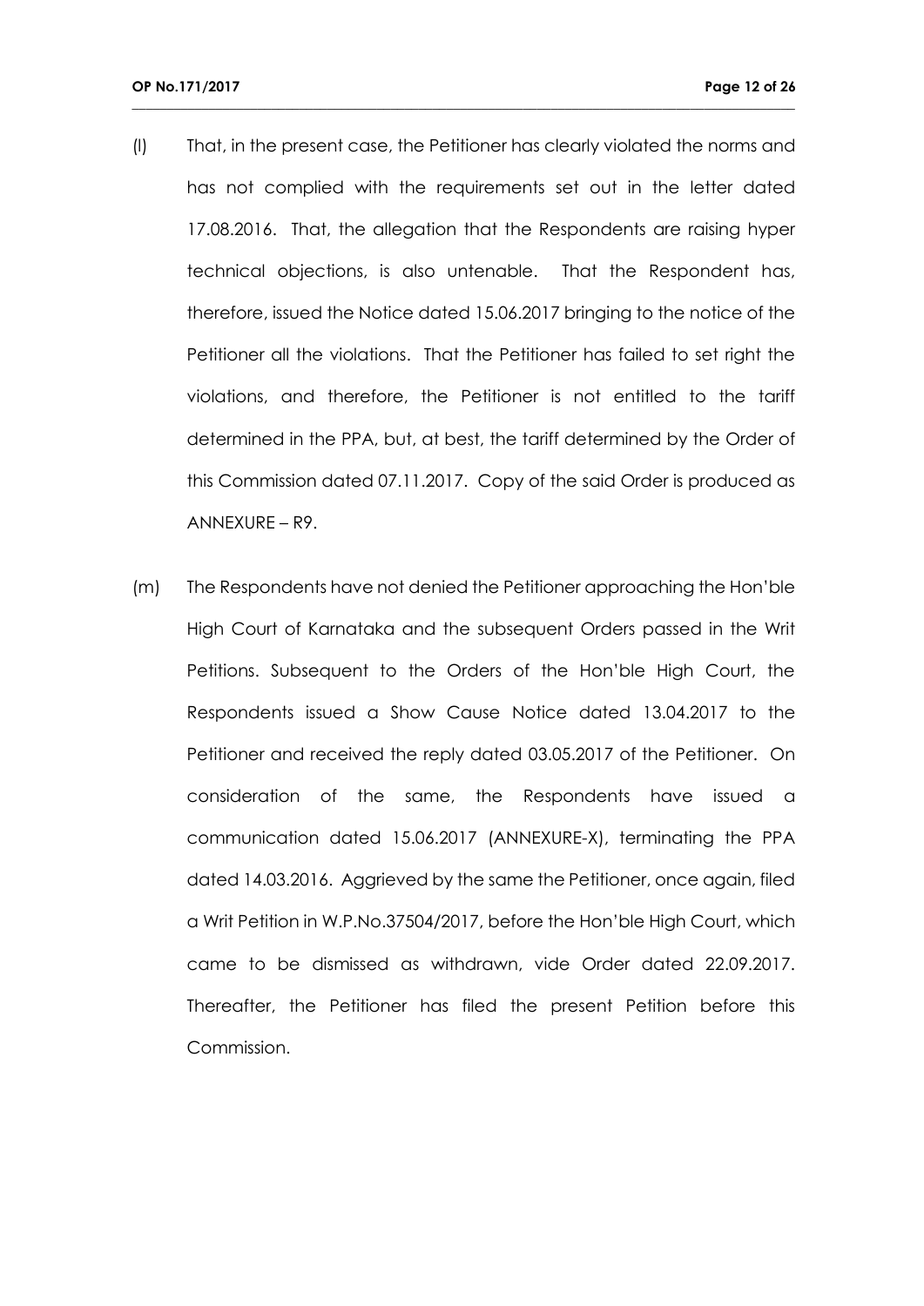(l) That, in the present case, the Petitioner has clearly violated the norms and has not complied with the requirements set out in the letter dated 17.08.2016. That, the allegation that the Respondents are raising hyper technical objections, is also untenable. That the Respondent has, therefore, issued the Notice dated 15.06.2017 bringing to the notice of the Petitioner all the violations. That the Petitioner has failed to set right the violations, and therefore, the Petitioner is not entitled to the tariff determined in the PPA, but, at best, the tariff determined by the Order of this Commission dated 07.11.2017. Copy of the said Order is produced as ANNEXURE – R9.

(m) The Respondents have not denied the Petitioner approaching the Hon'ble High Court of Karnataka and the subsequent Orders passed in the Writ Petitions. Subsequent to the Orders of the Hon'ble High Court, the Respondents issued a Show Cause Notice dated 13.04.2017 to the Petitioner and received the reply dated 03.05.2017 of the Petitioner. On consideration of the same, the Respondents have issued a communication dated 15.06.2017 (ANNEXURE-X), terminating the PPA dated 14.03.2016. Aggrieved by the same the Petitioner, once again, filed a Writ Petition in W.P.No.37504/2017, before the Hon'ble High Court, which came to be dismissed as withdrawn, vide Order dated 22.09.2017. Thereafter, the Petitioner has filed the present Petition before this Commission.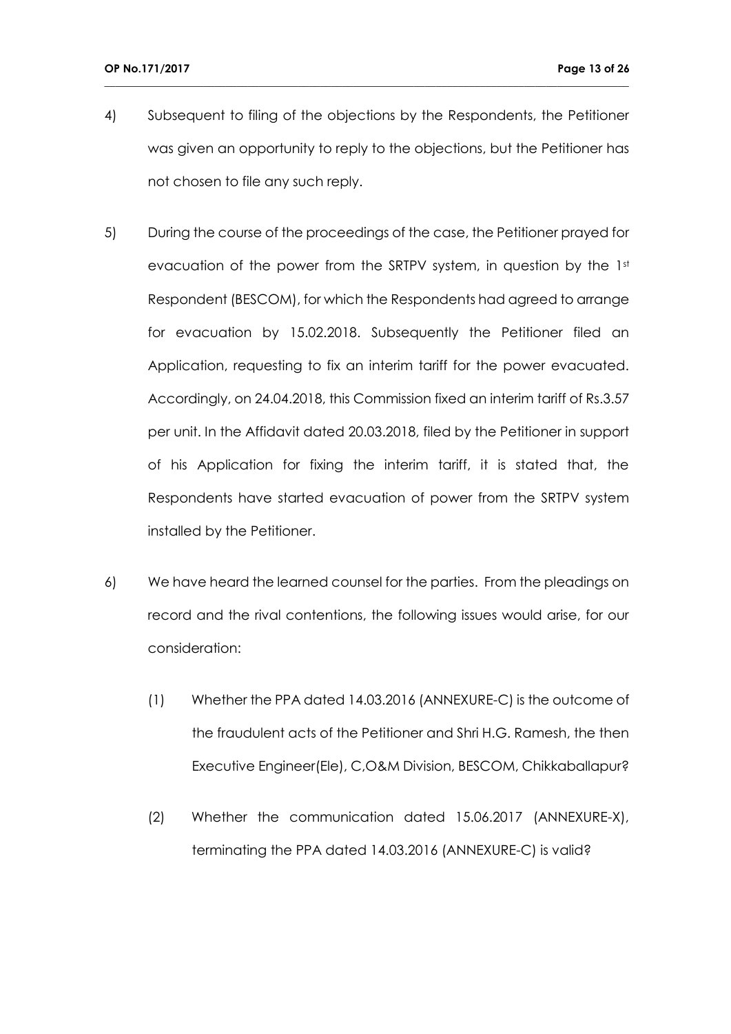4) Subsequent to filing of the objections by the Respondents, the Petitioner was given an opportunity to reply to the objections, but the Petitioner has not chosen to file any such reply.

5) During the course of the proceedings of the case, the Petitioner prayed for evacuation of the power from the SRTPV system, in question by the 1st Respondent (BESCOM), for which the Respondents had agreed to arrange for evacuation by 15.02.2018. Subsequently the Petitioner filed an Application, requesting to fix an interim tariff for the power evacuated. Accordingly, on 24.04.2018, this Commission fixed an interim tariff of Rs.3.57 per unit. In the Affidavit dated 20.03.2018, filed by the Petitioner in support of his Application for fixing the interim tariff, it is stated that, the Respondents have started evacuation of power from the SRTPV system installed by the Petitioner.

6) We have heard the learned counsel for the parties. From the pleadings on record and the rival contentions, the following issues would arise, for our consideration:

   (1) Whether the PPA dated 14.03.2016 (ANNEXURE-C) is the outcome of the fraudulent acts of the Petitioner and Shri H.G. Ramesh, the then Executive Engineer(Ele), C,O&M Division, BESCOM, Chikkaballapur?

   (2) Whether the communication dated 15.06.2017 (ANNEXURE-X), terminating the PPA dated 14.03.2016 (ANNEXURE-C) is valid?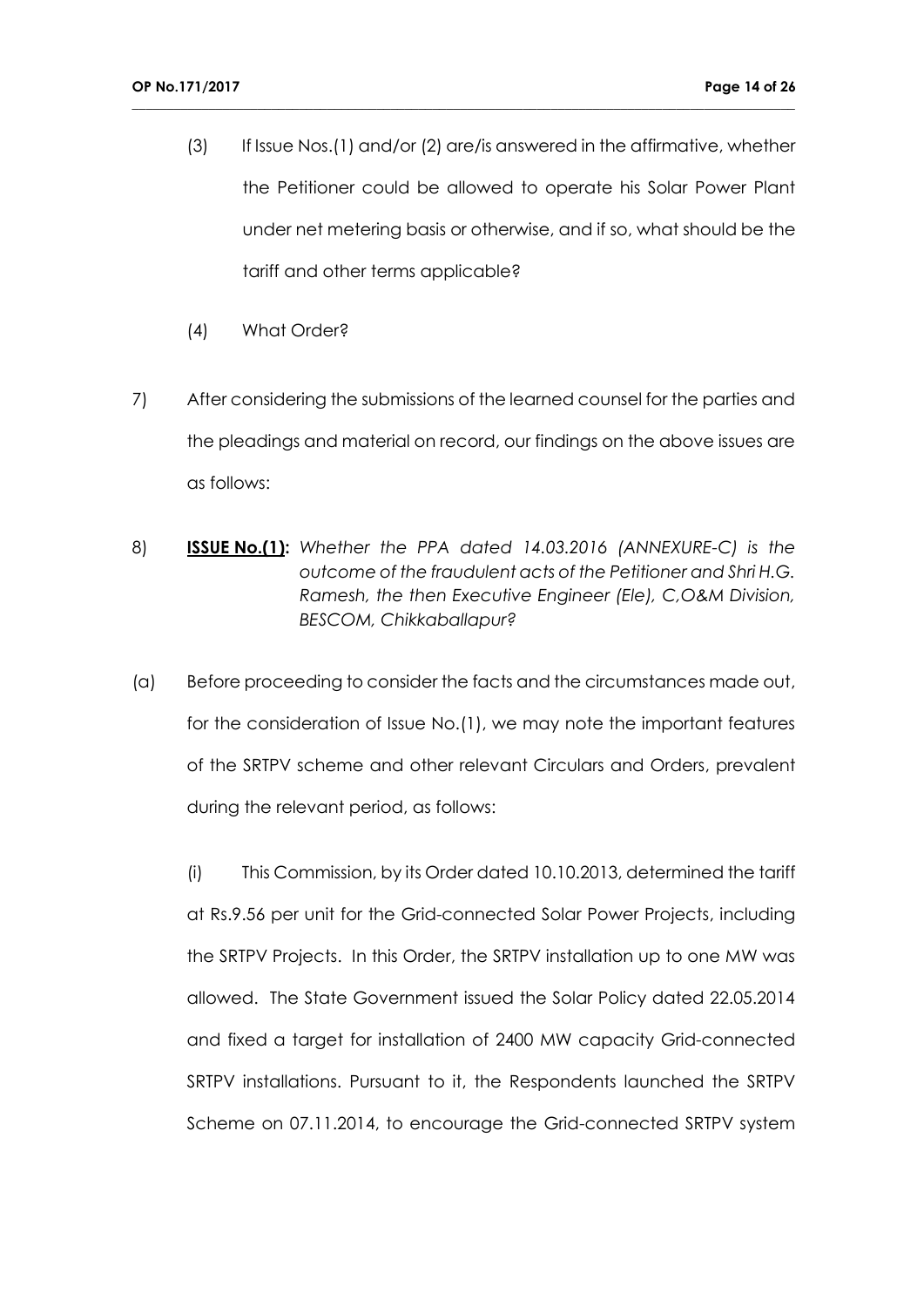(3) If Issue Nos.(1) and/or (2) are/is answered in the affirmative, whether the Petitioner could be allowed to operate his Solar Power Plant under net metering basis or otherwise, and if so, what should be the tariff and other terms applicable?

(4) What Order?

7) After considering the submissions of the learned counsel for the parties and the pleadings and material on record, our findings on the above issues are as follows:

8) **ISSUE No.(1):** *Whether the PPA dated 14.03.2016 (ANNEXURE-C) is the outcome of the fraudulent acts of the Petitioner and Shri H.G. Ramesh, the then Executive Engineer (Ele), C,O&M Division, BESCOM, Chikkaballapur?*

(a) Before proceeding to consider the facts and the circumstances made out, for the consideration of Issue No.(1), we may note the important features of the SRTPV scheme and other relevant Circulars and Orders, prevalent during the relevant period, as follows:

(i) This Commission, by its Order dated 10.10.2013, determined the tariff at Rs.9.56 per unit for the Grid-connected Solar Power Projects, including the SRTPV Projects. In this Order, the SRTPV installation up to one MW was allowed. The State Government issued the Solar Policy dated 22.05.2014 and fixed a target for installation of 2400 MW capacity Grid-connected SRTPV installations. Pursuant to it, the Respondents launched the SRTPV Scheme on 07.11.2014, to encourage the Grid-connected SRTPV system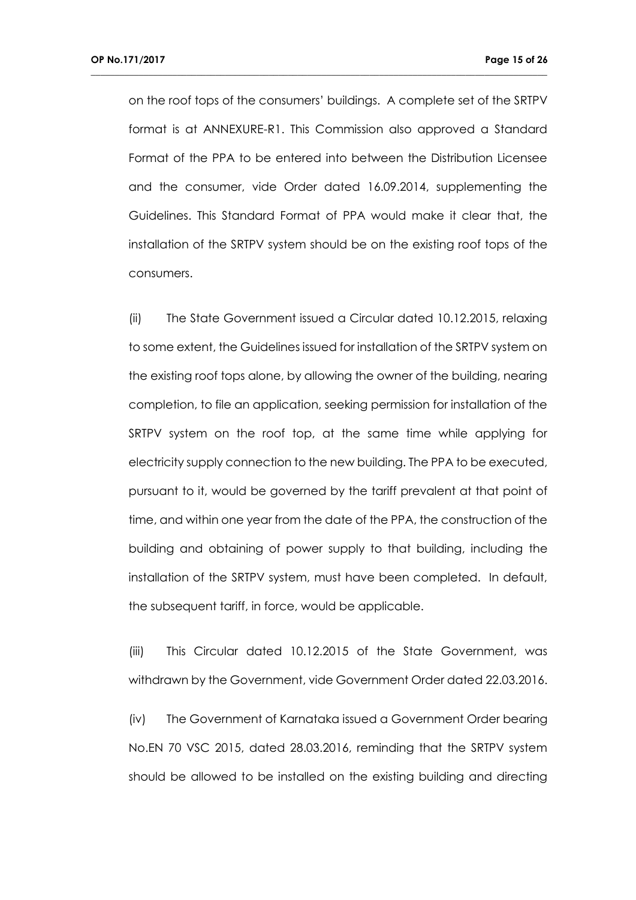on the roof tops of the consumers' buildings. A complete set of the SRTPV format is at ANNEXURE-R1. This Commission also approved a Standard Format of the PPA to be entered into between the Distribution Licensee and the consumer, vide Order dated 16.09.2014, supplementing the Guidelines. This Standard Format of PPA would make it clear that, the installation of the SRTPV system should be on the existing roof tops of the consumers.

(ii) The State Government issued a Circular dated 10.12.2015, relaxing to some extent, the Guidelines issued for installation of the SRTPV system on the existing roof tops alone, by allowing the owner of the building, nearing completion, to file an application, seeking permission for installation of the SRTPV system on the roof top, at the same time while applying for electricity supply connection to the new building. The PPA to be executed, pursuant to it, would be governed by the tariff prevalent at that point of time, and within one year from the date of the PPA, the construction of the building and obtaining of power supply to that building, including the installation of the SRTPV system, must have been completed. In default, the subsequent tariff, in force, would be applicable.

(iii) This Circular dated 10.12.2015 of the State Government, was withdrawn by the Government, vide Government Order dated 22.03.2016.

(iv) The Government of Karnataka issued a Government Order bearing No.EN 70 VSC 2015, dated 28.03.2016, reminding that the SRTPV system should be allowed to be installed on the existing building and directing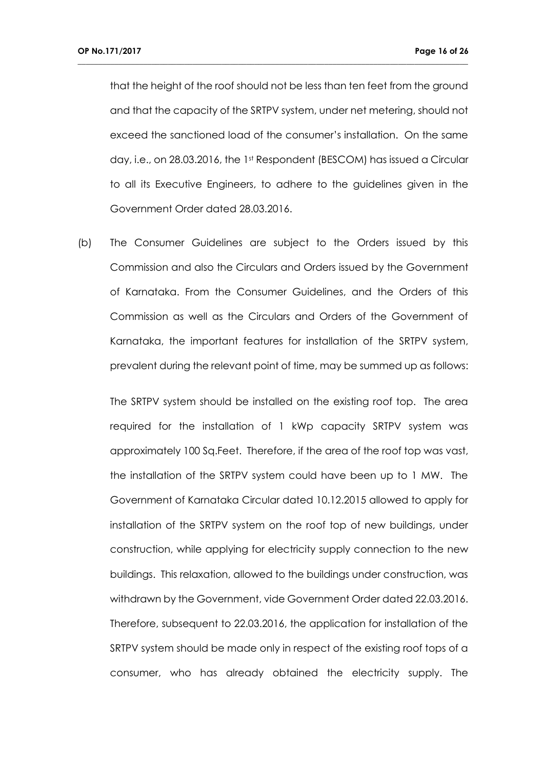that the height of the roof should not be less than ten feet from the ground and that the capacity of the SRTPV system, under net metering, should not exceed the sanctioned load of the consumer's installation. On the same day, i.e., on 28.03.2016, the 1st Respondent (BESCOM) has issued a Circular to all its Executive Engineers, to adhere to the guidelines given in the Government Order dated 28.03.2016.

(b) The Consumer Guidelines are subject to the Orders issued by this Commission and also the Circulars and Orders issued by the Government of Karnataka. From the Consumer Guidelines, and the Orders of this Commission as well as the Circulars and Orders of the Government of Karnataka, the important features for installation of the SRTPV system, prevalent during the relevant point of time, may be summed up as follows:

The SRTPV system should be installed on the existing roof top. The area required for the installation of 1 kWp capacity SRTPV system was approximately 100 Sq.Feet. Therefore, if the area of the roof top was vast, the installation of the SRTPV system could have been up to 1 MW. The Government of Karnataka Circular dated 10.12.2015 allowed to apply for installation of the SRTPV system on the roof top of new buildings, under construction, while applying for electricity supply connection to the new buildings. This relaxation, allowed to the buildings under construction, was withdrawn by the Government, vide Government Order dated 22.03.2016. Therefore, subsequent to 22.03.2016, the application for installation of the SRTPV system should be made only in respect of the existing roof tops of a consumer, who has already obtained the electricity supply. The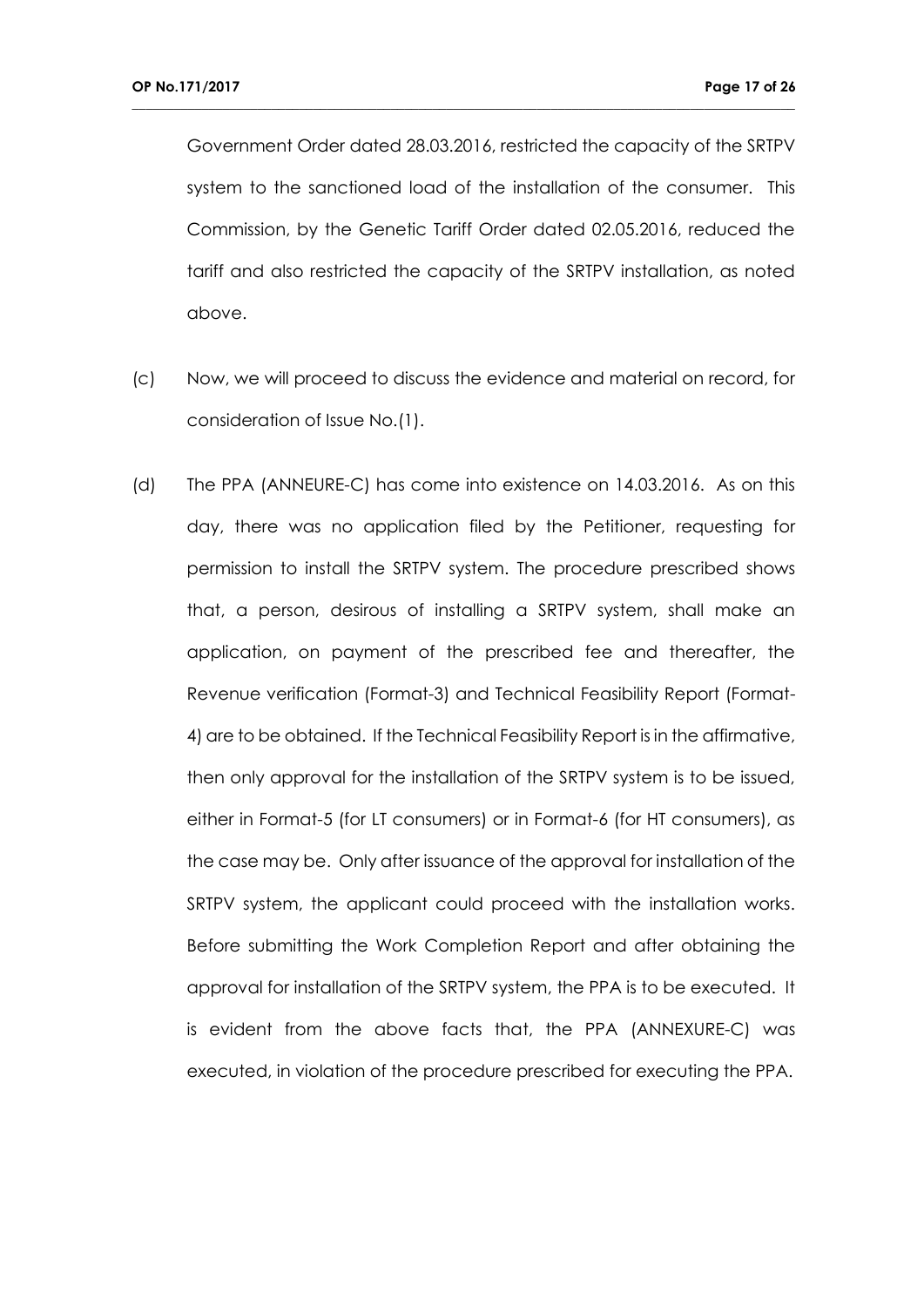Government Order dated 28.03.2016, restricted the capacity of the SRTPV system to the sanctioned load of the installation of the consumer. This Commission, by the Genetic Tariff Order dated 02.05.2016, reduced the tariff and also restricted the capacity of the SRTPV installation, as noted above.

(c) Now, we will proceed to discuss the evidence and material on record, for consideration of Issue No.(1).

(d) The PPA (ANNEURE-C) has come into existence on 14.03.2016. As on this day, there was no application filed by the Petitioner, requesting for permission to install the SRTPV system. The procedure prescribed shows that, a person, desirous of installing a SRTPV system, shall make an application, on payment of the prescribed fee and thereafter, the Revenue verification (Format-3) and Technical Feasibility Report (Format-4) are to be obtained. If the Technical Feasibility Report is in the affirmative, then only approval for the installation of the SRTPV system is to be issued, either in Format-5 (for LT consumers) or in Format-6 (for HT consumers), as the case may be. Only after issuance of the approval for installation of the SRTPV system, the applicant could proceed with the installation works. Before submitting the Work Completion Report and after obtaining the approval for installation of the SRTPV system, the PPA is to be executed. It is evident from the above facts that, the PPA (ANNEXURE-C) was executed, in violation of the procedure prescribed for executing the PPA.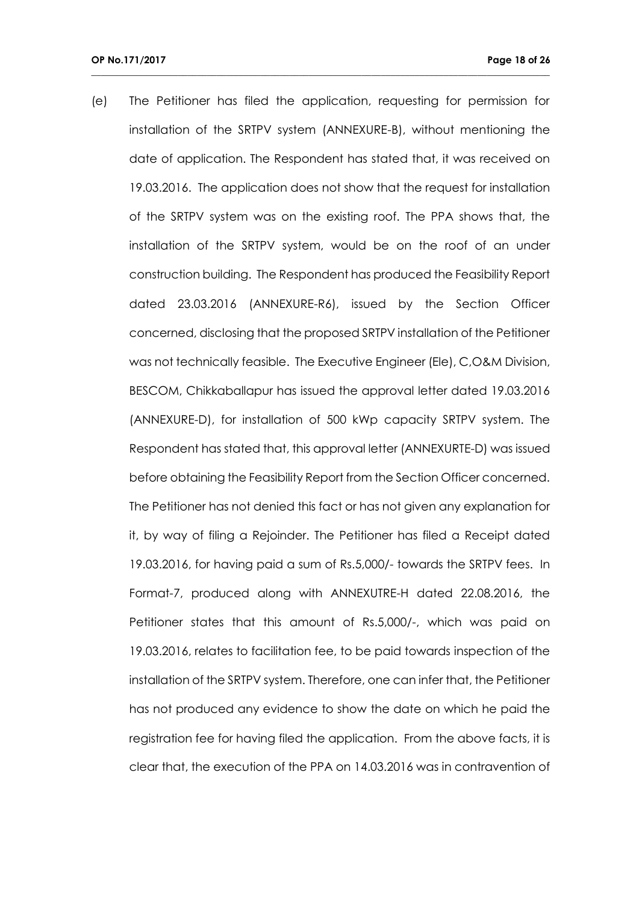(e) The Petitioner has filed the application, requesting for permission for installation of the SRTPV system (ANNEXURE-B), without mentioning the date of application. The Respondent has stated that, it was received on 19.03.2016. The application does not show that the request for installation of the SRTPV system was on the existing roof. The PPA shows that, the installation of the SRTPV system, would be on the roof of an under construction building. The Respondent has produced the Feasibility Report dated 23.03.2016 (ANNEXURE-R6), issued by the Section Officer concerned, disclosing that the proposed SRTPV installation of the Petitioner was not technically feasible. The Executive Engineer (Ele), C,O&M Division, BESCOM, Chikkaballapur has issued the approval letter dated 19.03.2016 (ANNEXURE-D), for installation of 500 kWp capacity SRTPV system. The Respondent has stated that, this approval letter (ANNEXURTE-D) was issued before obtaining the Feasibility Report from the Section Officer concerned. The Petitioner has not denied this fact or has not given any explanation for it, by way of filing a Rejoinder. The Petitioner has filed a Receipt dated 19.03.2016, for having paid a sum of Rs.5,000/- towards the SRTPV fees. In Format-7, produced along with ANNEXUTRE-H dated 22.08.2016, the Petitioner states that this amount of Rs.5,000/-, which was paid on 19.03.2016, relates to facilitation fee, to be paid towards inspection of the installation of the SRTPV system. Therefore, one can infer that, the Petitioner has not produced any evidence to show the date on which he paid the registration fee for having filed the application. From the above facts, it is clear that, the execution of the PPA on 14.03.2016 was in contravention of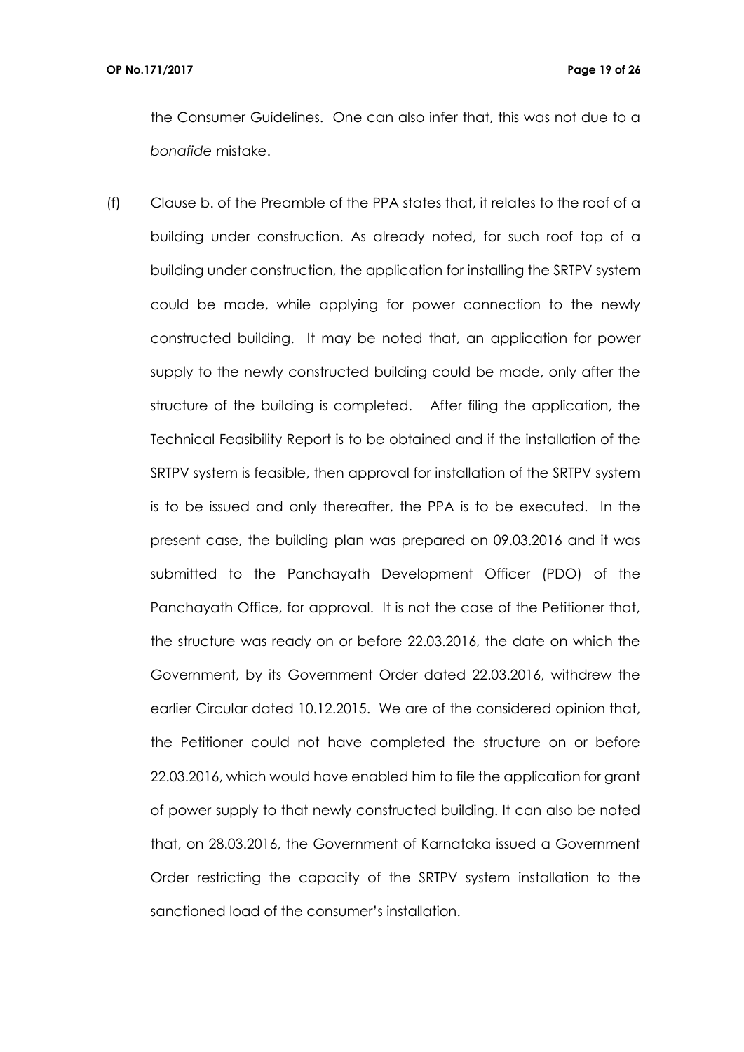the Consumer Guidelines. One can also infer that, this was not due to a *bonafide* mistake.

(f) Clause b. of the Preamble of the PPA states that, it relates to the roof of a building under construction. As already noted, for such roof top of a building under construction, the application for installing the SRTPV system could be made, while applying for power connection to the newly constructed building. It may be noted that, an application for power supply to the newly constructed building could be made, only after the structure of the building is completed. After filing the application, the Technical Feasibility Report is to be obtained and if the installation of the SRTPV system is feasible, then approval for installation of the SRTPV system is to be issued and only thereafter, the PPA is to be executed. In the present case, the building plan was prepared on 09.03.2016 and it was submitted to the Panchayath Development Officer (PDO) of the Panchayath Office, for approval. It is not the case of the Petitioner that, the structure was ready on or before 22.03.2016, the date on which the Government, by its Government Order dated 22.03.2016, withdrew the earlier Circular dated 10.12.2015. We are of the considered opinion that, the Petitioner could not have completed the structure on or before 22.03.2016, which would have enabled him to file the application for grant of power supply to that newly constructed building. It can also be noted that, on 28.03.2016, the Government of Karnataka issued a Government Order restricting the capacity of the SRTPV system installation to the sanctioned load of the consumer's installation.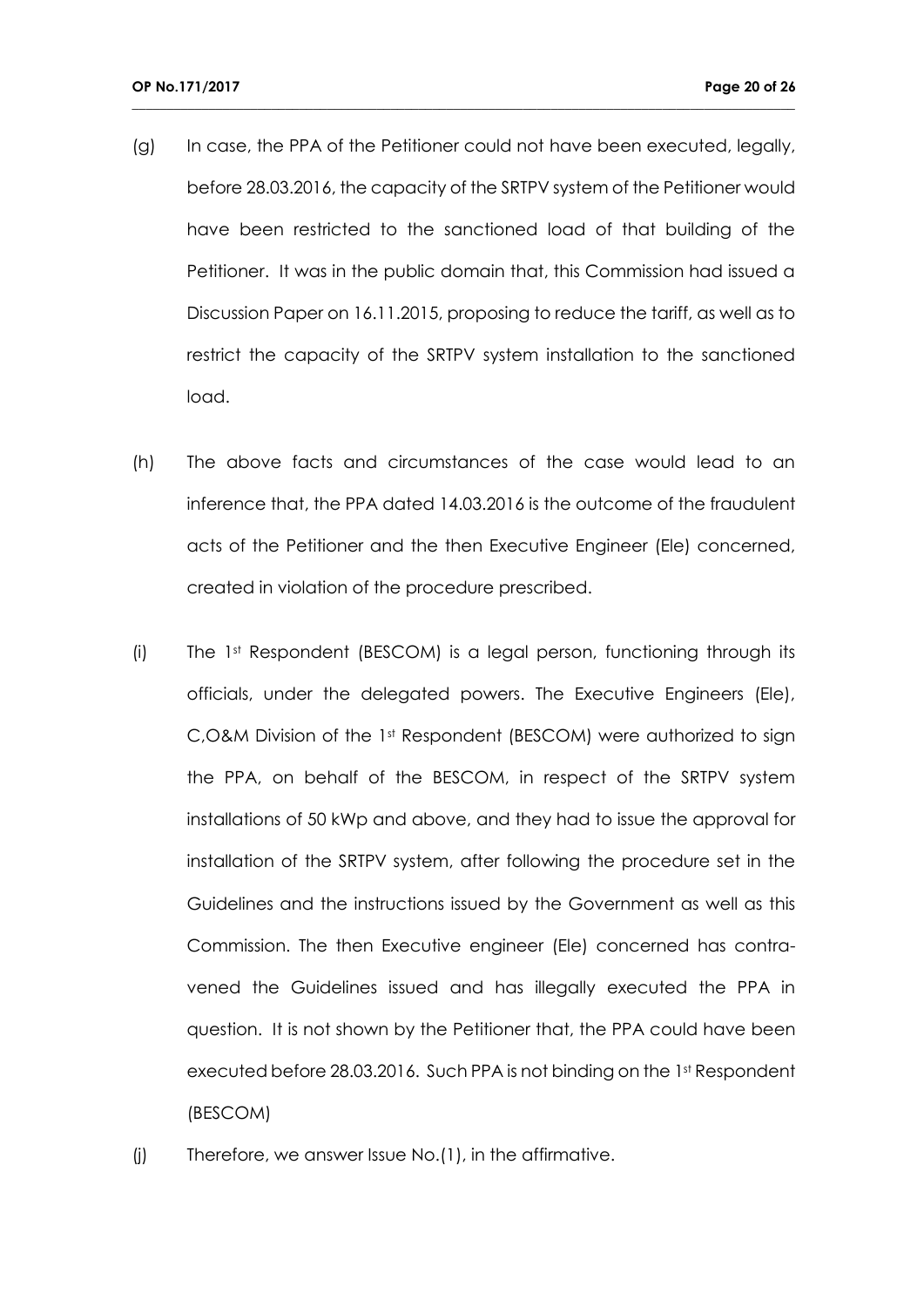(g) In case, the PPA of the Petitioner could not have been executed, legally, before 28.03.2016, the capacity of the SRTPV system of the Petitioner would have been restricted to the sanctioned load of that building of the Petitioner. It was in the public domain that, this Commission had issued a Discussion Paper on 16.11.2015, proposing to reduce the tariff, as well as to restrict the capacity of the SRTPV system installation to the sanctioned load.

(h) The above facts and circumstances of the case would lead to an inference that, the PPA dated 14.03.2016 is the outcome of the fraudulent acts of the Petitioner and the then Executive Engineer (Ele) concerned, created in violation of the procedure prescribed.

(i) The 1st Respondent (BESCOM) is a legal person, functioning through its officials, under the delegated powers. The Executive Engineers (Ele), C,O&M Division of the 1st Respondent (BESCOM) were authorized to sign the PPA, on behalf of the BESCOM, in respect of the SRTPV system installations of 50 kWp and above, and they had to issue the approval for installation of the SRTPV system, after following the procedure set in the Guidelines and the instructions issued by the Government as well as this Commission. The then Executive engineer (Ele) concerned has contra-vened the Guidelines issued and has illegally executed the PPA in question. It is not shown by the Petitioner that, the PPA could have been executed before 28.03.2016. Such PPA is not binding on the 1st Respondent (BESCOM)

(j) Therefore, we answer Issue No.(1), in the affirmative.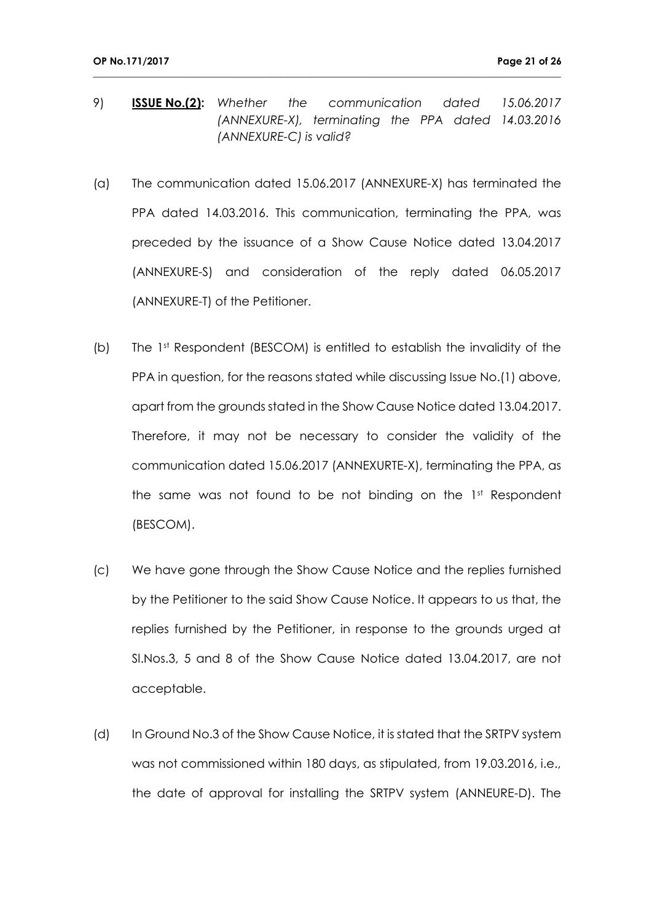9) **ISSUE No.(2):** *Whether the communication dated 15.06.2017 (ANNEXURE-X), terminating the PPA dated 14.03.2016 (ANNEXURE-C) is valid?*

(a) The communication dated 15.06.2017 (ANNEXURE-X) has terminated the PPA dated 14.03.2016. This communication, terminating the PPA, was preceded by the issuance of a Show Cause Notice dated 13.04.2017 (ANNEXURE-S) and consideration of the reply dated 06.05.2017 (ANNEXURE-T) of the Petitioner.

(b) The 1st Respondent (BESCOM) is entitled to establish the invalidity of the PPA in question, for the reasons stated while discussing Issue No.(1) above, apart from the grounds stated in the Show Cause Notice dated 13.04.2017. Therefore, it may not be necessary to consider the validity of the communication dated 15.06.2017 (ANNEXURTE-X), terminating the PPA, as the same was not found to be not binding on the 1st Respondent (BESCOM).

(c) We have gone through the Show Cause Notice and the replies furnished by the Petitioner to the said Show Cause Notice. It appears to us that, the replies furnished by the Petitioner, in response to the grounds urged at Sl.Nos.3, 5 and 8 of the Show Cause Notice dated 13.04.2017, are not acceptable.

(d) In Ground No.3 of the Show Cause Notice, it is stated that the SRTPV system was not commissioned within 180 days, as stipulated, from 19.03.2016, i.e., the date of approval for installing the SRTPV system (ANNEURE-D). The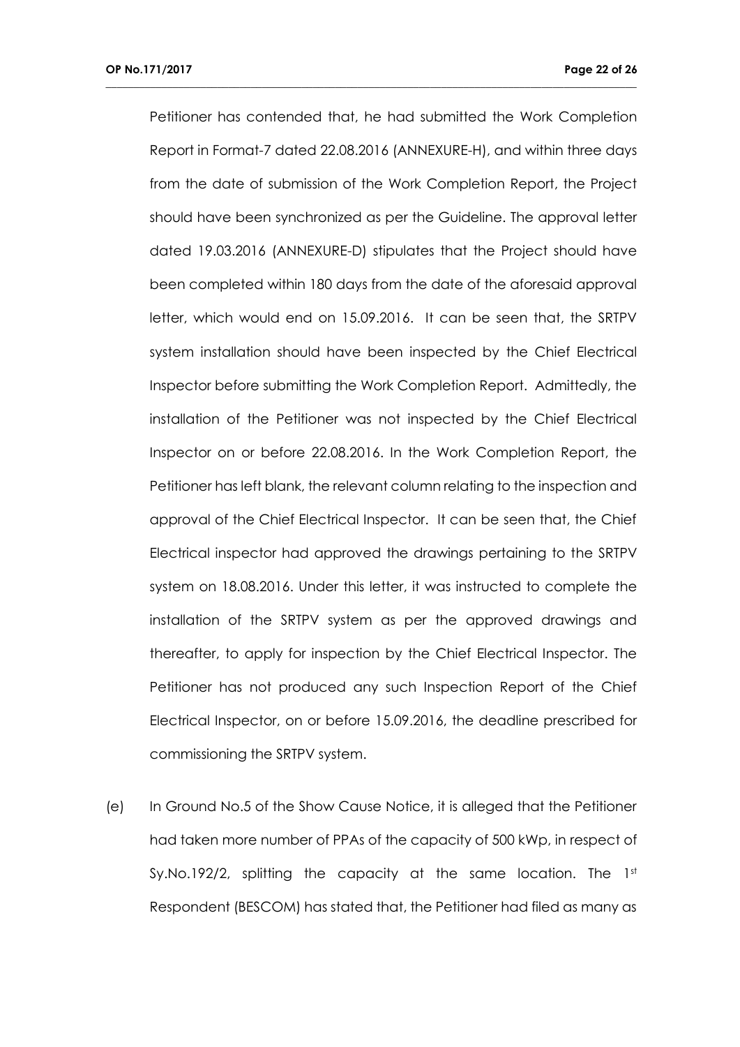Petitioner has contended that, he had submitted the Work Completion Report in Format-7 dated 22.08.2016 (ANNEXURE-H), and within three days from the date of submission of the Work Completion Report, the Project should have been synchronized as per the Guideline. The approval letter dated 19.03.2016 (ANNEXURE-D) stipulates that the Project should have been completed within 180 days from the date of the aforesaid approval letter, which would end on 15.09.2016. It can be seen that, the SRTPV system installation should have been inspected by the Chief Electrical Inspector before submitting the Work Completion Report. Admittedly, the installation of the Petitioner was not inspected by the Chief Electrical Inspector on or before 22.08.2016. In the Work Completion Report, the Petitioner has left blank, the relevant column relating to the inspection and approval of the Chief Electrical Inspector. It can be seen that, the Chief Electrical inspector had approved the drawings pertaining to the SRTPV system on 18.08.2016. Under this letter, it was instructed to complete the installation of the SRTPV system as per the approved drawings and thereafter, to apply for inspection by the Chief Electrical Inspector. The Petitioner has not produced any such Inspection Report of the Chief Electrical Inspector, on or before 15.09.2016, the deadline prescribed for commissioning the SRTPV system.

(e) In Ground No.5 of the Show Cause Notice, it is alleged that the Petitioner had taken more number of PPAs of the capacity of 500 kWp, in respect of Sy.No.192/2, splitting the capacity at the same location. The 1st Respondent (BESCOM) has stated that, the Petitioner had filed as many as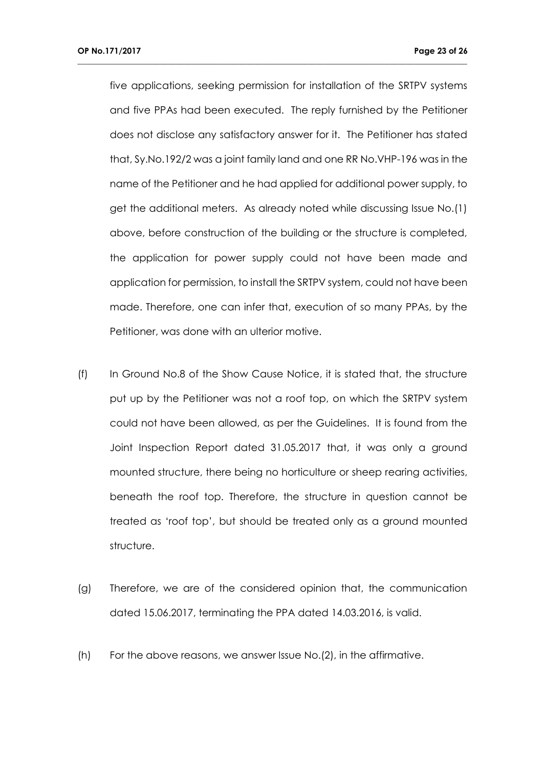five applications, seeking permission for installation of the SRTPV systems and five PPAs had been executed. The reply furnished by the Petitioner does not disclose any satisfactory answer for it. The Petitioner has stated that, Sy.No.192/2 was a joint family land and one RR No.VHP-196 was in the name of the Petitioner and he had applied for additional power supply, to get the additional meters. As already noted while discussing Issue No.(1) above, before construction of the building or the structure is completed, the application for power supply could not have been made and application for permission, to install the SRTPV system, could not have been made. Therefore, one can infer that, execution of so many PPAs, by the Petitioner, was done with an ulterior motive.

(f) In Ground No.8 of the Show Cause Notice, it is stated that, the structure put up by the Petitioner was not a roof top, on which the SRTPV system could not have been allowed, as per the Guidelines. It is found from the Joint Inspection Report dated 31.05.2017 that, it was only a ground mounted structure, there being no horticulture or sheep rearing activities, beneath the roof top. Therefore, the structure in question cannot be treated as 'roof top', but should be treated only as a ground mounted structure.

(g) Therefore, we are of the considered opinion that, the communication dated 15.06.2017, terminating the PPA dated 14.03.2016, is valid.

(h) For the above reasons, we answer Issue No.(2), in the affirmative.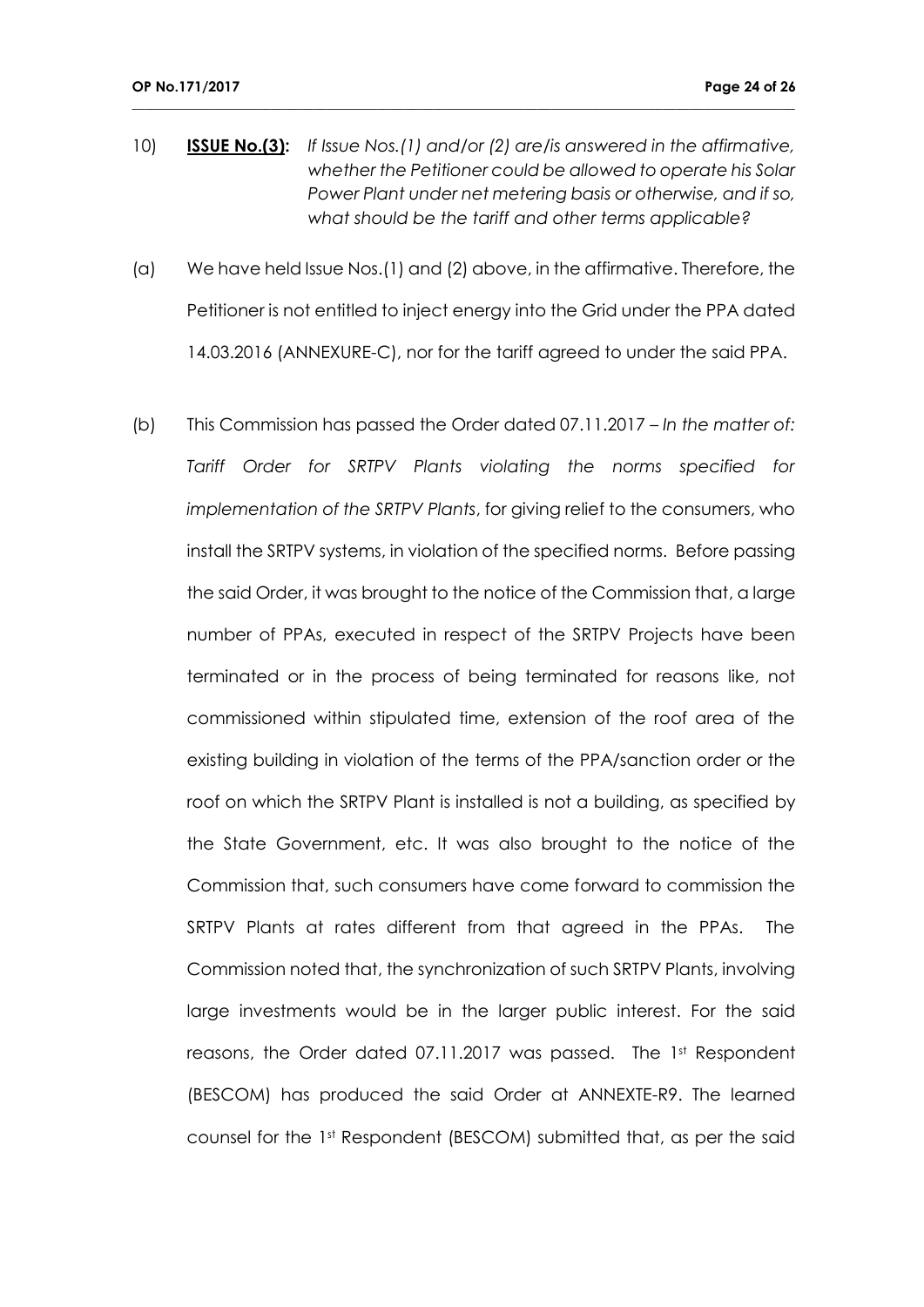10) **ISSUE No.(3):** *If Issue Nos.(1) and/or (2) are/is answered in the affirmative, whether the Petitioner could be allowed to operate his Solar Power Plant under net metering basis or otherwise, and if so, what should be the tariff and other terms applicable?*

(a) We have held Issue Nos.(1) and (2) above, in the affirmative. Therefore, the Petitioner is not entitled to inject energy into the Grid under the PPA dated 14.03.2016 (ANNEXURE-C), nor for the tariff agreed to under the said PPA.

(b) This Commission has passed the Order dated 07.11.2017 – *In the matter of: Tariff Order for SRTPV Plants violating the norms specified for implementation of the SRTPV Plants*, for giving relief to the consumers, who install the SRTPV systems, in violation of the specified norms. Before passing the said Order, it was brought to the notice of the Commission that, a large number of PPAs, executed in respect of the SRTPV Projects have been terminated or in the process of being terminated for reasons like, not commissioned within stipulated time, extension of the roof area of the existing building in violation of the terms of the PPA/sanction order or the roof on which the SRTPV Plant is installed is not a building, as specified by the State Government, etc. It was also brought to the notice of the Commission that, such consumers have come forward to commission the SRTPV Plants at rates different from that agreed in the PPAs. The Commission noted that, the synchronization of such SRTPV Plants, involving large investments would be in the larger public interest. For the said reasons, the Order dated 07.11.2017 was passed. The 1st Respondent (BESCOM) has produced the said Order at ANNEXTE-R9. The learned counsel for the 1st Respondent (BESCOM) submitted that, as per the said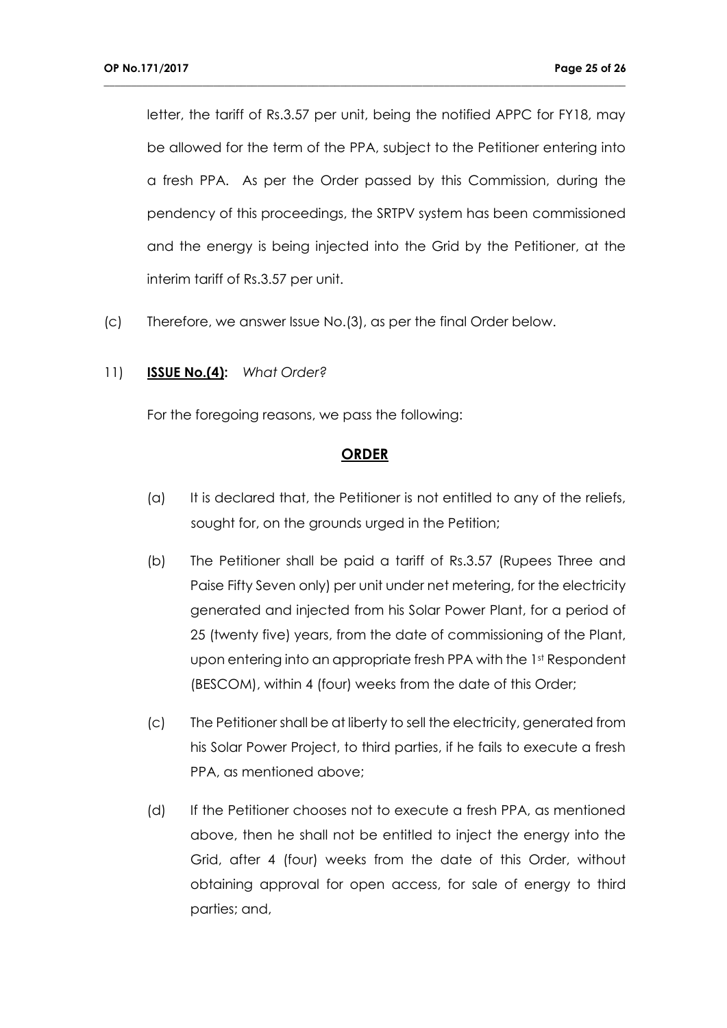letter, the tariff of Rs.3.57 per unit, being the notified APPC for FY18, may be allowed for the term of the PPA, subject to the Petitioner entering into a fresh PPA. As per the Order passed by this Commission, during the pendency of this proceedings, the SRTPV system has been commissioned and the energy is being injected into the Grid by the Petitioner, at the interim tariff of Rs.3.57 per unit.

(c) Therefore, we answer Issue No.(3), as per the final Order below.

11) **ISSUE No.(4):** *What Order?*

For the foregoing reasons, we pass the following:

**ORDER**

(a) It is declared that, the Petitioner is not entitled to any of the reliefs, sought for, on the grounds urged in the Petition;

(b) The Petitioner shall be paid a tariff of Rs.3.57 (Rupees Three and Paise Fifty Seven only) per unit under net metering, for the electricity generated and injected from his Solar Power Plant, for a period of 25 (twenty five) years, from the date of commissioning of the Plant, upon entering into an appropriate fresh PPA with the 1st Respondent (BESCOM), within 4 (four) weeks from the date of this Order;

(c) The Petitioner shall be at liberty to sell the electricity, generated from his Solar Power Project, to third parties, if he fails to execute a fresh PPA, as mentioned above;

(d) If the Petitioner chooses not to execute a fresh PPA, as mentioned above, then he shall not be entitled to inject the energy into the Grid, after 4 (four) weeks from the date of this Order, without obtaining approval for open access, for sale of energy to third parties; and,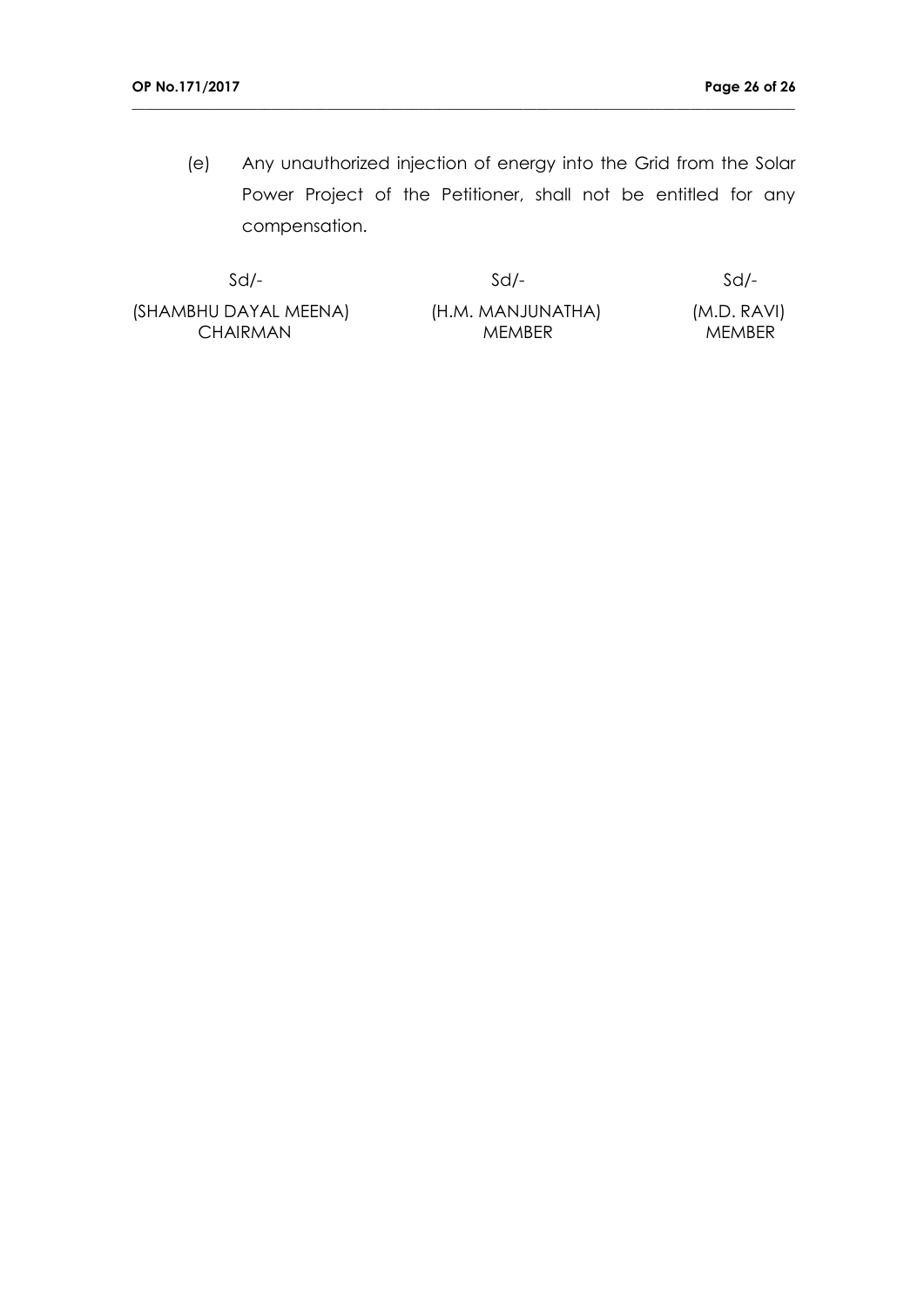(e) Any unauthorized injection of energy into the Grid from the Solar Power Project of the Petitioner, shall not be entitled for any compensation.

| | | |
|---|---|---|
| Sd/- | Sd/- | Sd/- |
| (SHAMBHU DAYAL MEENA) CHAIRMAN | (H.M. MANJUNATHA) MEMBER | (M.D. RAVI) MEMBER |